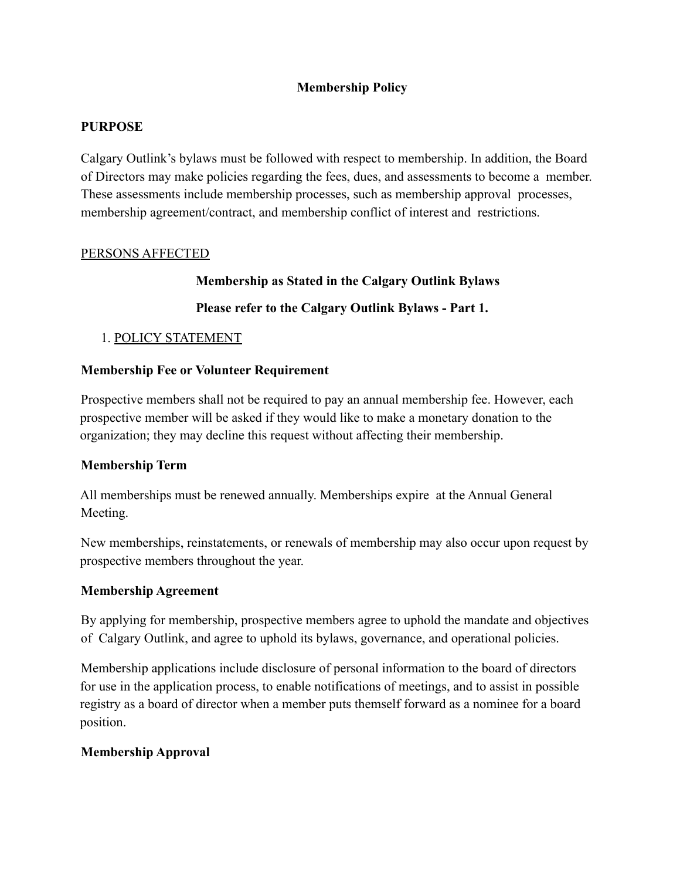# Membership Policy

## PURPOSE

Calgary Outlink's bylaws must be followed with respect to membership. In addition, the Board of Directors may make policies regarding the fees, dues, and assessments to become a member. These assessments include membership processes, such as membership approval processes, membership agreement/contract, and membership conflict of interest and restrictions.

## PERSONS AFFECTED

**Membership as Stated in the Calgary Outlink Bylaws**

**Please refer to the Calgary Outlink Bylaws - Part 1.**

1. POLICY STATEMENT

### Membership Fee or Volunteer Requirement

Prospective members shall not be required to pay an annual membership fee. However, each prospective member will be asked if they would like to make a monetary donation to the organization; they may decline this request without affecting their membership.

### Membership Term

All memberships must be renewed annually. Memberships expire at the Annual General Meeting.

New memberships, reinstatements, or renewals of membership may also occur upon request by prospective members throughout the year.

### Membership Agreement

By applying for membership, prospective members agree to uphold the mandate and objectives of Calgary Outlink, and agree to uphold its bylaws, governance, and operational policies.

Membership applications include disclosure of personal information to the board of directors for use in the application process, to enable notifications of meetings, and to assist in possible registry as a board of director when a member puts themself forward as a nominee for a board position.

### Membership Approval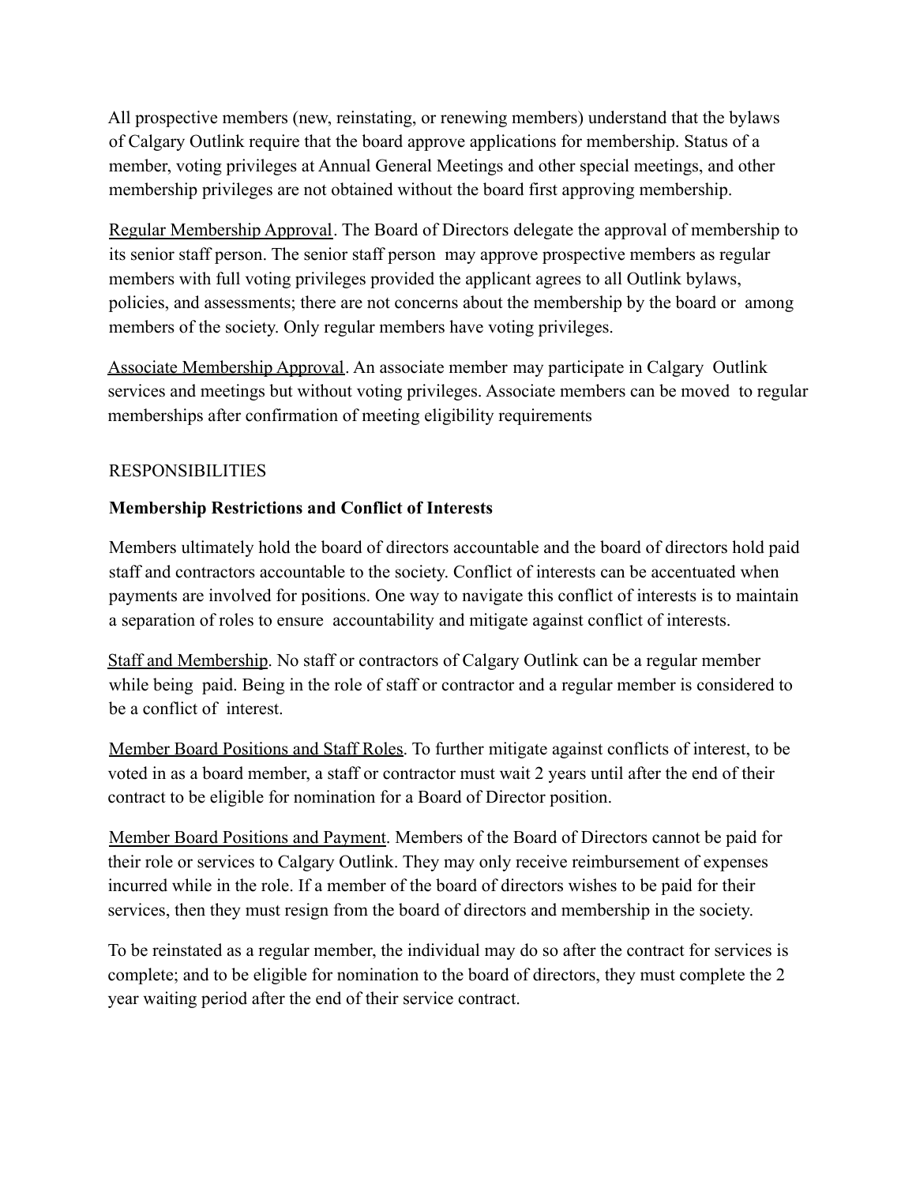All prospective members (new, reinstating, or renewing members) understand that the bylaws of Calgary Outlink require that the board approve applications for membership. Status of a member, voting privileges at Annual General Meetings and other special meetings, and other membership privileges are not obtained without the board first approving membership.

Regular Membership Approval. The Board of Directors delegate the approval of membership to its senior staff person. The senior staff person may approve prospective members as regular members with full voting privileges provided the applicant agrees to all Outlink bylaws, policies, and assessments; there are not concerns about the membership by the board or among members of the society. Only regular members have voting privileges.

Associate Membership Approval. An associate member may participate in Calgary Outlink services and meetings but without voting privileges. Associate members can be moved to regular memberships after confirmation of meeting eligibility requirements

RESPONSIBILITIES

**Membership Restrictions and Conflict of Interests**

Members ultimately hold the board of directors accountable and the board of directors hold paid staff and contractors accountable to the society. Conflict of interests can be accentuated when payments are involved for positions. One way to navigate this conflict of interests is to maintain a separation of roles to ensure accountability and mitigate against conflict of interests.

Staff and Membership. No staff or contractors of Calgary Outlink can be a regular member while being paid. Being in the role of staff or contractor and a regular member is considered to be a conflict of interest.

Member Board Positions and Staff Roles. To further mitigate against conflicts of interest, to be voted in as a board member, a staff or contractor must wait 2 years until after the end of their contract to be eligible for nomination for a Board of Director position.

Member Board Positions and Payment. Members of the Board of Directors cannot be paid for their role or services to Calgary Outlink. They may only receive reimbursement of expenses incurred while in the role. If a member of the board of directors wishes to be paid for their services, then they must resign from the board of directors and membership in the society.

To be reinstated as a regular member, the individual may do so after the contract for services is complete; and to be eligible for nomination to the board of directors, they must complete the 2 year waiting period after the end of their service contract.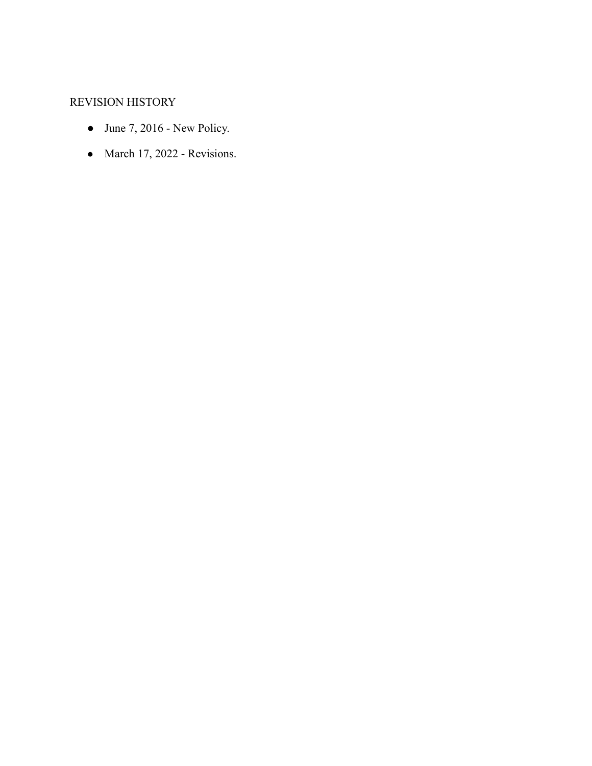REVISION HISTORY

- June 7, 2016 - New Policy.
- March 17, 2022 - Revisions.